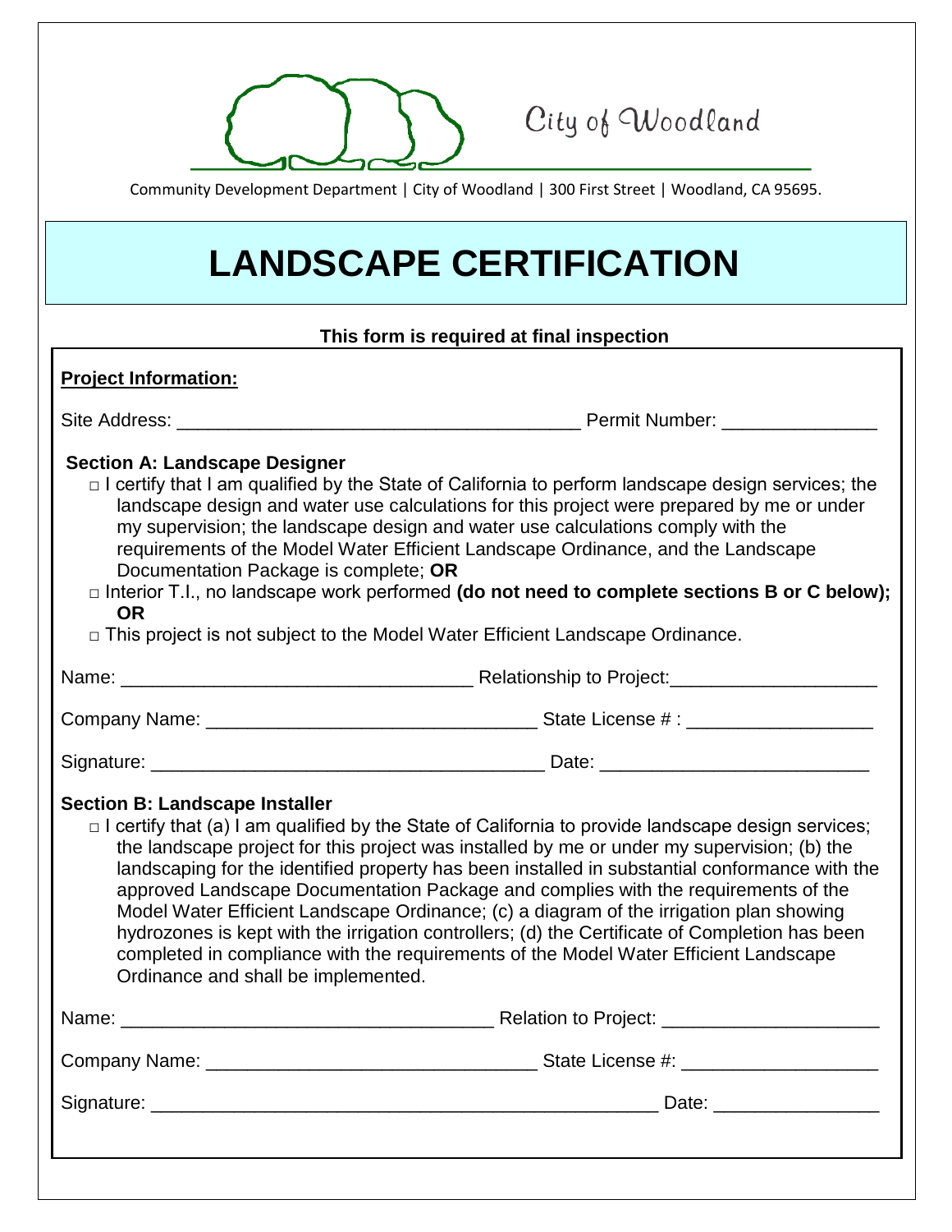City of Woodland

Community Development Department | City of Woodland | 300 First Street | Woodland, CA 95695.

# LANDSCAPE CERTIFICATION

**This form is required at final inspection**

**Project Information:**

Site Address: _______________________________________ Permit Number: _______________

**Section A: Landscape Designer**

- □ I certify that I am qualified by the State of California to perform landscape design services; the landscape design and water use calculations for this project were prepared by me or under my supervision; the landscape design and water use calculations comply with the requirements of the Model Water Efficient Landscape Ordinance, and the Landscape Documentation Package is complete; **OR**
- □ Interior T.I., no landscape work performed **(do not need to complete sections B or C below); OR**
- □ This project is not subject to the Model Water Efficient Landscape Ordinance.

Name: __________________________________ Relationship to Project: ____________________

Company Name: _______________________________ State License # : __________________

Signature: ______________________________________ Date: __________________________

**Section B: Landscape Installer**

- □ I certify that (a) I am qualified by the State of California to provide landscape design services; the landscape project for this project was installed by me or under my supervision; (b) the landscaping for the identified property has been installed in substantial conformance with the approved Landscape Documentation Package and complies with the requirements of the Model Water Efficient Landscape Ordinance; (c) a diagram of the irrigation plan showing hydrozones is kept with the irrigation controllers; (d) the Certificate of Completion has been completed in compliance with the requirements of the Model Water Efficient Landscape Ordinance and shall be implemented.

Name: ____________________________________ Relation to Project: _____________________

Company Name: _______________________________ State License #: ___________________

Signature: __________________________________________________ Date: ________________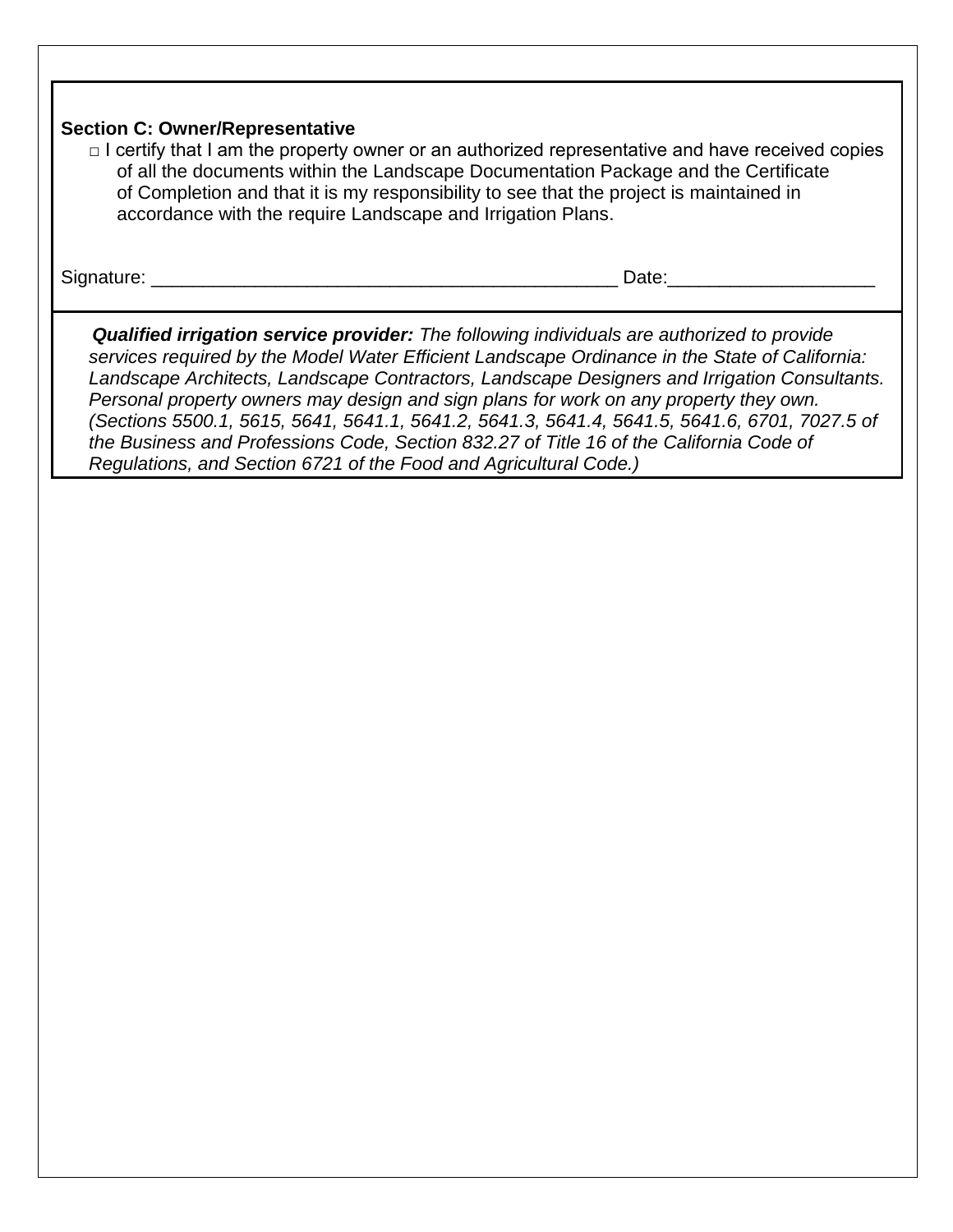**Section C: Owner/Representative**

□ I certify that I am the property owner or an authorized representative and have received copies of all the documents within the Landscape Documentation Package and the Certificate of Completion and that it is my responsibility to see that the project is maintained in accordance with the require Landscape and Irrigation Plans.

Signature: _____________________________________________ Date:____________________

***Qualified irrigation service provider:*** *The following individuals are authorized to provide services required by the Model Water Efficient Landscape Ordinance in the State of California: Landscape Architects, Landscape Contractors, Landscape Designers and Irrigation Consultants. Personal property owners may design and sign plans for work on any property they own. (Sections 5500.1, 5615, 5641, 5641.1, 5641.2, 5641.3, 5641.4, 5641.5, 5641.6, 6701, 7027.5 of the Business and Professions Code, Section 832.27 of Title 16 of the California Code of Regulations, and Section 6721 of the Food and Agricultural Code.)*